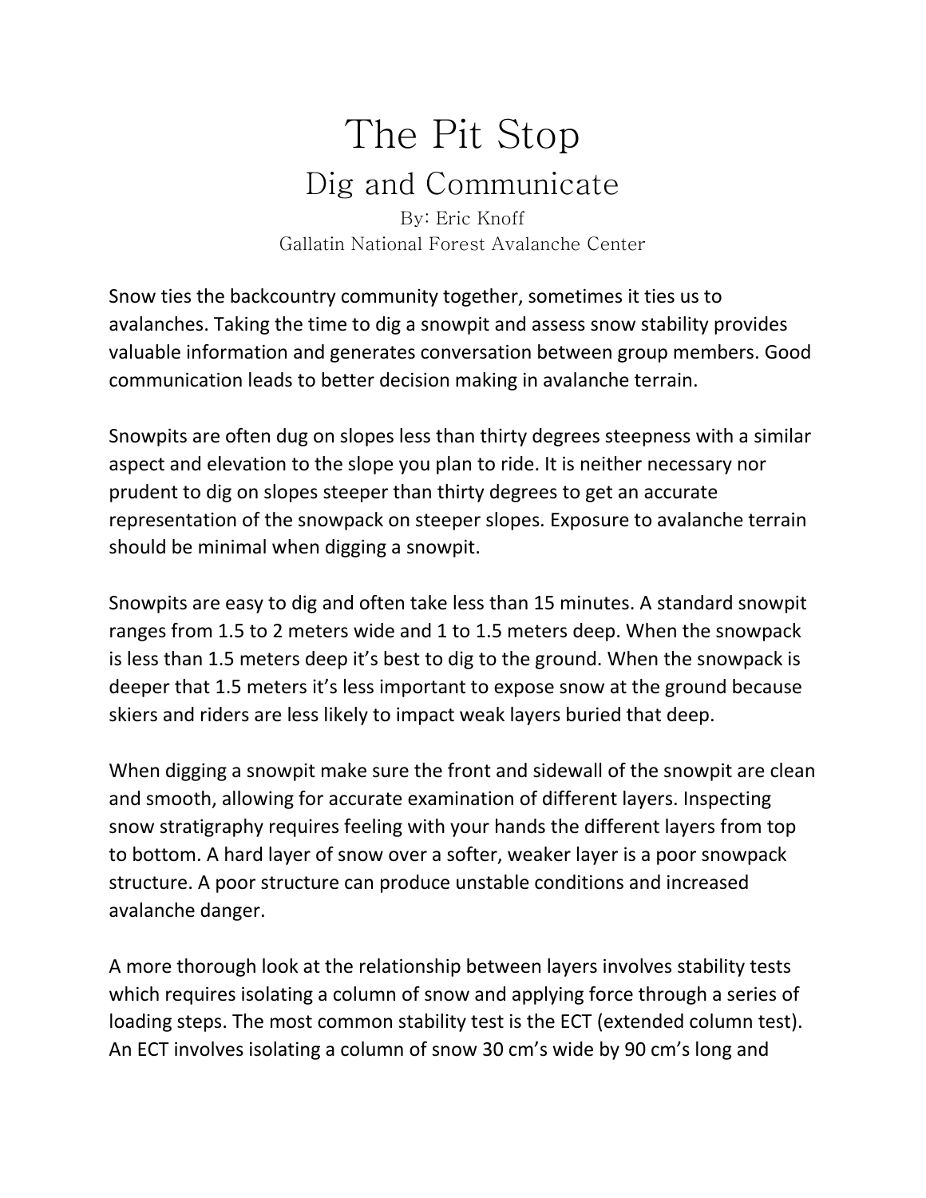# The Pit Stop

## Dig and Communicate

By: Eric Knoff

Gallatin National Forest Avalanche Center

Snow ties the backcountry community together, sometimes it ties us to avalanches. Taking the time to dig a snowpit and assess snow stability provides valuable information and generates conversation between group members. Good communication leads to better decision making in avalanche terrain.

Snowpits are often dug on slopes less than thirty degrees steepness with a similar aspect and elevation to the slope you plan to ride. It is neither necessary nor prudent to dig on slopes steeper than thirty degrees to get an accurate representation of the snowpack on steeper slopes. Exposure to avalanche terrain should be minimal when digging a snowpit.

Snowpits are easy to dig and often take less than 15 minutes. A standard snowpit ranges from 1.5 to 2 meters wide and 1 to 1.5 meters deep. When the snowpack is less than 1.5 meters deep it's best to dig to the ground. When the snowpack is deeper that 1.5 meters it's less important to expose snow at the ground because skiers and riders are less likely to impact weak layers buried that deep.

When digging a snowpit make sure the front and sidewall of the snowpit are clean and smooth, allowing for accurate examination of different layers. Inspecting snow stratigraphy requires feeling with your hands the different layers from top to bottom. A hard layer of snow over a softer, weaker layer is a poor snowpack structure. A poor structure can produce unstable conditions and increased avalanche danger.

A more thorough look at the relationship between layers involves stability tests which requires isolating a column of snow and applying force through a series of loading steps. The most common stability test is the ECT (extended column test). An ECT involves isolating a column of snow 30 cm's wide by 90 cm's long and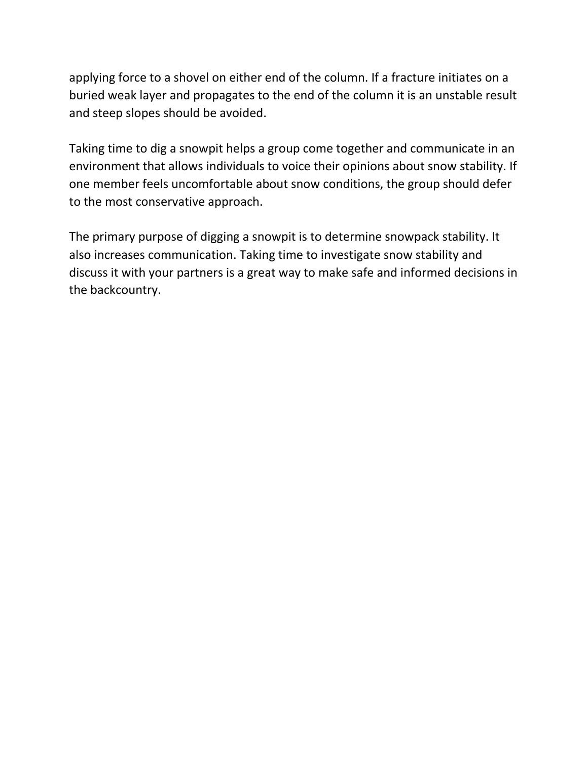applying force to a shovel on either end of the column. If a fracture initiates on a buried weak layer and propagates to the end of the column it is an unstable result and steep slopes should be avoided.

Taking time to dig a snowpit helps a group come together and communicate in an environment that allows individuals to voice their opinions about snow stability. If one member feels uncomfortable about snow conditions, the group should defer to the most conservative approach.

The primary purpose of digging a snowpit is to determine snowpack stability. It also increases communication. Taking time to investigate snow stability and discuss it with your partners is a great way to make safe and informed decisions in the backcountry.